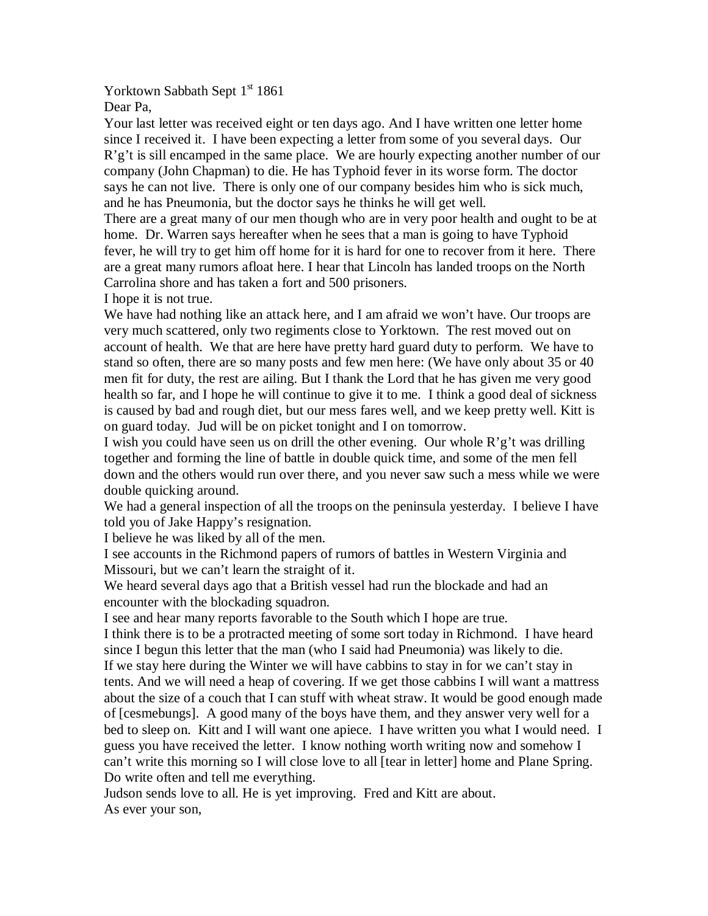Yorktown Sabbath Sept 1st 1861

Dear Pa,

Your last letter was received eight or ten days ago. And I have written one letter home since I received it. I have been expecting a letter from some of you several days. Our R'g't is sill encamped in the same place. We are hourly expecting another number of our company (John Chapman) to die. He has Typhoid fever in its worse form. The doctor says he can not live. There is only one of our company besides him who is sick much, and he has Pneumonia, but the doctor says he thinks he will get well.

There are a great many of our men though who are in very poor health and ought to be at home. Dr. Warren says hereafter when he sees that a man is going to have Typhoid fever, he will try to get him off home for it is hard for one to recover from it here. There are a great many rumors afloat here. I hear that Lincoln has landed troops on the North Carrolina shore and has taken a fort and 500 prisoners.

I hope it is not true.

We have had nothing like an attack here, and I am afraid we won't have. Our troops are very much scattered, only two regiments close to Yorktown. The rest moved out on account of health. We that are here have pretty hard guard duty to perform. We have to stand so often, there are so many posts and few men here: (We have only about 35 or 40 men fit for duty, the rest are ailing. But I thank the Lord that he has given me very good health so far, and I hope he will continue to give it to me. I think a good deal of sickness is caused by bad and rough diet, but our mess fares well, and we keep pretty well. Kitt is on guard today. Jud will be on picket tonight and I on tomorrow.

I wish you could have seen us on drill the other evening. Our whole R'g't was drilling together and forming the line of battle in double quick time, and some of the men fell down and the others would run over there, and you never saw such a mess while we were double quicking around.

We had a general inspection of all the troops on the peninsula yesterday. I believe I have told you of Jake Happy's resignation.

I believe he was liked by all of the men.

I see accounts in the Richmond papers of rumors of battles in Western Virginia and Missouri, but we can't learn the straight of it.

We heard several days ago that a British vessel had run the blockade and had an encounter with the blockading squadron.

I see and hear many reports favorable to the South which I hope are true.

I think there is to be a protracted meeting of some sort today in Richmond. I have heard since I begun this letter that the man (who I said had Pneumonia) was likely to die.

If we stay here during the Winter we will have cabbins to stay in for we can't stay in tents. And we will need a heap of covering. If we get those cabbins I will want a mattress about the size of a couch that I can stuff with wheat straw. It would be good enough made of [cesmebungs]. A good many of the boys have them, and they answer very well for a bed to sleep on. Kitt and I will want one apiece. I have written you what I would need. I guess you have received the letter. I know nothing worth writing now and somehow I can't write this morning so I will close love to all [tear in letter] home and Plane Spring. Do write often and tell me everything.

Judson sends love to all. He is yet improving. Fred and Kitt are about.

As ever your son,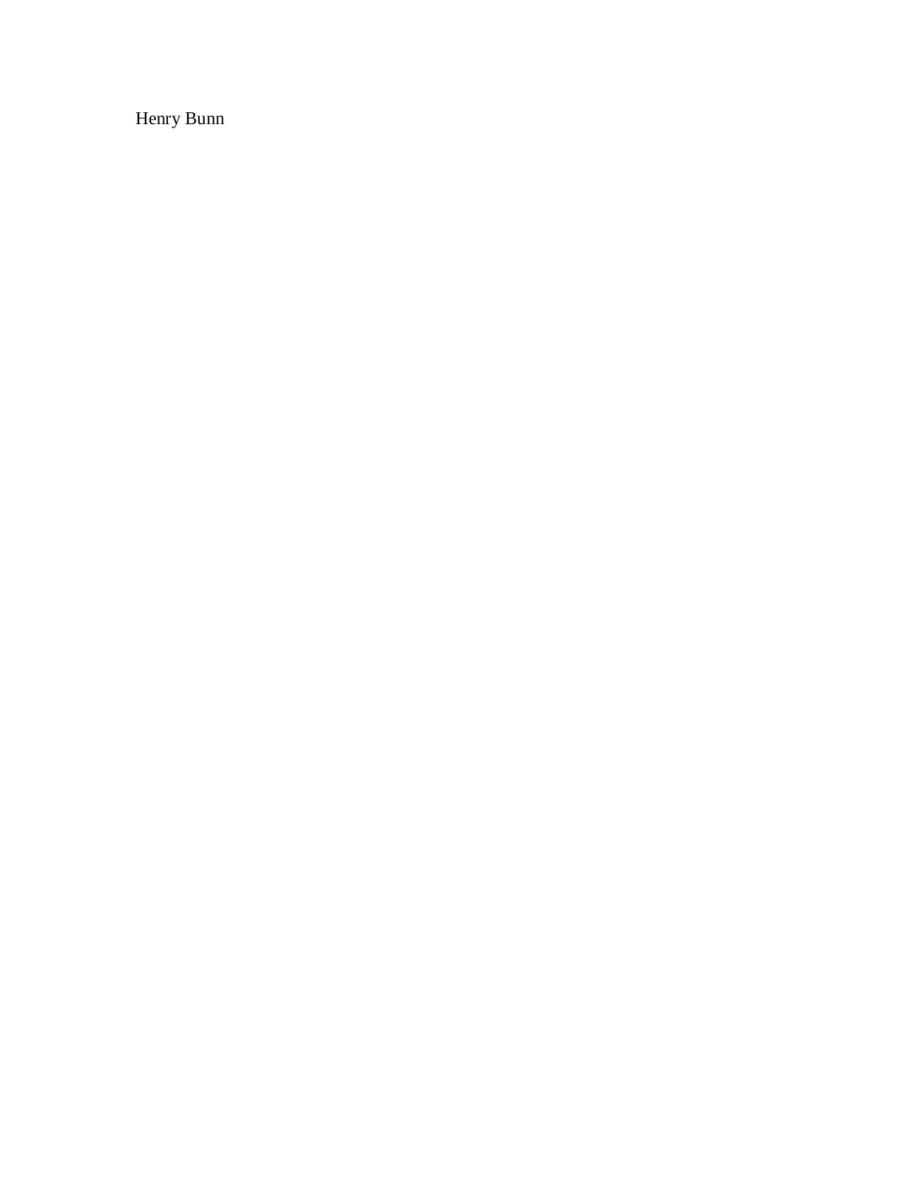Henry Bunn